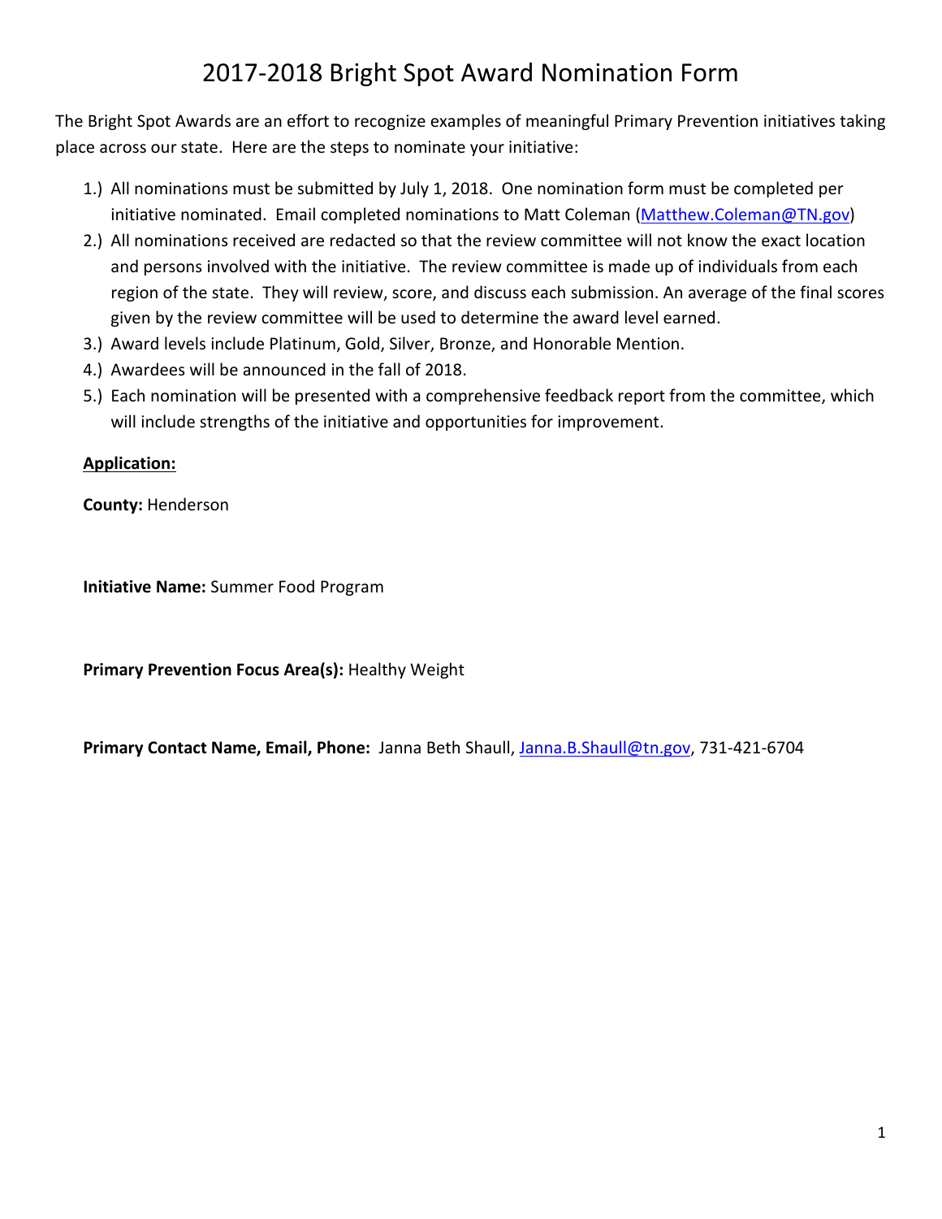# 2017-2018 Bright Spot Award Nomination Form

The Bright Spot Awards are an effort to recognize examples of meaningful Primary Prevention initiatives taking place across our state. Here are the steps to nominate your initiative:

1.) All nominations must be submitted by July 1, 2018. One nomination form must be completed per initiative nominated. Email completed nominations to Matt Coleman (Matthew.Coleman@TN.gov)
2.) All nominations received are redacted so that the review committee will not know the exact location and persons involved with the initiative. The review committee is made up of individuals from each region of the state. They will review, score, and discuss each submission. An average of the final scores given by the review committee will be used to determine the award level earned.
3.) Award levels include Platinum, Gold, Silver, Bronze, and Honorable Mention.
4.) Awardees will be announced in the fall of 2018.
5.) Each nomination will be presented with a comprehensive feedback report from the committee, which will include strengths of the initiative and opportunities for improvement.

**Application:**

**County:** Henderson

**Initiative Name:** Summer Food Program

**Primary Prevention Focus Area(s):** Healthy Weight

**Primary Contact Name, Email, Phone:** Janna Beth Shaull, Janna.B.Shaull@tn.gov, 731-421-6704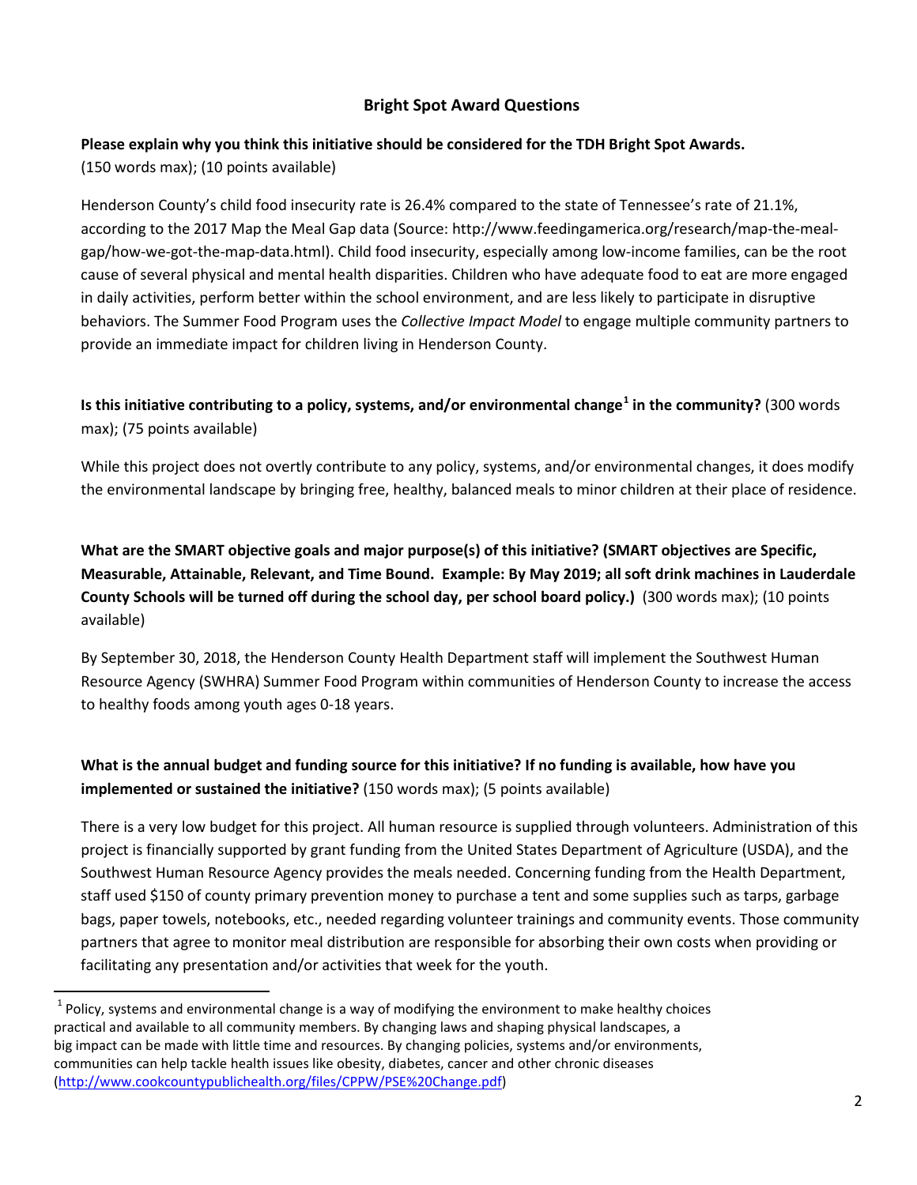## Bright Spot Award Questions

**Please explain why you think this initiative should be considered for the TDH Bright Spot Awards.** (150 words max); (10 points available)

Henderson County's child food insecurity rate is 26.4% compared to the state of Tennessee's rate of 21.1%, according to the 2017 Map the Meal Gap data (Source: http://www.feedingamerica.org/research/map-the-meal-gap/how-we-got-the-map-data.html). Child food insecurity, especially among low-income families, can be the root cause of several physical and mental health disparities. Children who have adequate food to eat are more engaged in daily activities, perform better within the school environment, and are less likely to participate in disruptive behaviors. The Summer Food Program uses the *Collective Impact Model* to engage multiple community partners to provide an immediate impact for children living in Henderson County.

**Is this initiative contributing to a policy, systems, and/or environmental change[1] in the community?** (300 words max); (75 points available)

While this project does not overtly contribute to any policy, systems, and/or environmental changes, it does modify the environmental landscape by bringing free, healthy, balanced meals to minor children at their place of residence.

**What are the SMART objective goals and major purpose(s) of this initiative? (SMART objectives are Specific, Measurable, Attainable, Relevant, and Time Bound. Example: By May 2019; all soft drink machines in Lauderdale County Schools will be turned off during the school day, per school board policy.)** (300 words max); (10 points available)

By September 30, 2018, the Henderson County Health Department staff will implement the Southwest Human Resource Agency (SWHRA) Summer Food Program within communities of Henderson County to increase the access to healthy foods among youth ages 0-18 years.

**What is the annual budget and funding source for this initiative? If no funding is available, how have you implemented or sustained the initiative?** (150 words max); (5 points available)

There is a very low budget for this project. All human resource is supplied through volunteers. Administration of this project is financially supported by grant funding from the United States Department of Agriculture (USDA), and the Southwest Human Resource Agency provides the meals needed. Concerning funding from the Health Department, staff used $150 of county primary prevention money to purchase a tent and some supplies such as tarps, garbage bags, paper towels, notebooks, etc., needed regarding volunteer trainings and community events. Those community partners that agree to monitor meal distribution are responsible for absorbing their own costs when providing or facilitating any presentation and/or activities that week for the youth.

---

[1] Policy, systems and environmental change is a way of modifying the environment to make healthy choices practical and available to all community members. By changing laws and shaping physical landscapes, a big impact can be made with little time and resources. By changing policies, systems and/or environments, communities can help tackle health issues like obesity, diabetes, cancer and other chronic diseases (http://www.cookcountypublichealth.org/files/CPPW/PSE%20Change.pdf)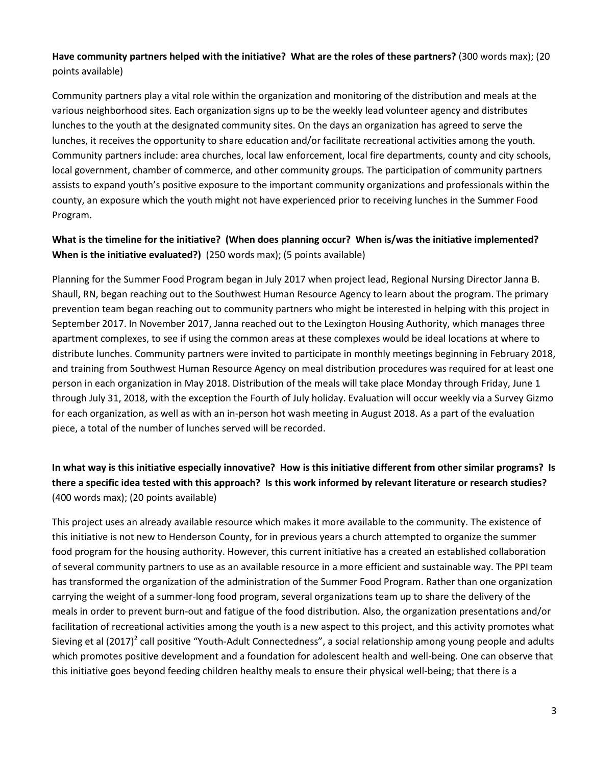**Have community partners helped with the initiative? What are the roles of these partners?** (300 words max); (20 points available)

Community partners play a vital role within the organization and monitoring of the distribution and meals at the various neighborhood sites. Each organization signs up to be the weekly lead volunteer agency and distributes lunches to the youth at the designated community sites. On the days an organization has agreed to serve the lunches, it receives the opportunity to share education and/or facilitate recreational activities among the youth. Community partners include: area churches, local law enforcement, local fire departments, county and city schools, local government, chamber of commerce, and other community groups. The participation of community partners assists to expand youth's positive exposure to the important community organizations and professionals within the county, an exposure which the youth might not have experienced prior to receiving lunches in the Summer Food Program.

**What is the timeline for the initiative? (When does planning occur? When is/was the initiative implemented? When is the initiative evaluated?)** (250 words max); (5 points available)

Planning for the Summer Food Program began in July 2017 when project lead, Regional Nursing Director Janna B. Shaull, RN, began reaching out to the Southwest Human Resource Agency to learn about the program. The primary prevention team began reaching out to community partners who might be interested in helping with this project in September 2017. In November 2017, Janna reached out to the Lexington Housing Authority, which manages three apartment complexes, to see if using the common areas at these complexes would be ideal locations at where to distribute lunches. Community partners were invited to participate in monthly meetings beginning in February 2018, and training from Southwest Human Resource Agency on meal distribution procedures was required for at least one person in each organization in May 2018. Distribution of the meals will take place Monday through Friday, June 1 through July 31, 2018, with the exception the Fourth of July holiday. Evaluation will occur weekly via a Survey Gizmo for each organization, as well as with an in-person hot wash meeting in August 2018. As a part of the evaluation piece, a total of the number of lunches served will be recorded.

**In what way is this initiative especially innovative? How is this initiative different from other similar programs? Is there a specific idea tested with this approach? Is this work informed by relevant literature or research studies?** (400 words max); (20 points available)

This project uses an already available resource which makes it more available to the community. The existence of this initiative is not new to Henderson County, for in previous years a church attempted to organize the summer food program for the housing authority. However, this current initiative has a created an established collaboration of several community partners to use as an available resource in a more efficient and sustainable way. The PPI team has transformed the organization of the administration of the Summer Food Program. Rather than one organization carrying the weight of a summer-long food program, several organizations team up to share the delivery of the meals in order to prevent burn-out and fatigue of the food distribution. Also, the organization presentations and/or facilitation of recreational activities among the youth is a new aspect to this project, and this activity promotes what Sieving et al (2017)[2] call positive "Youth-Adult Connectedness", a social relationship among young people and adults which promotes positive development and a foundation for adolescent health and well-being. One can observe that this initiative goes beyond feeding children healthy meals to ensure their physical well-being; that there is a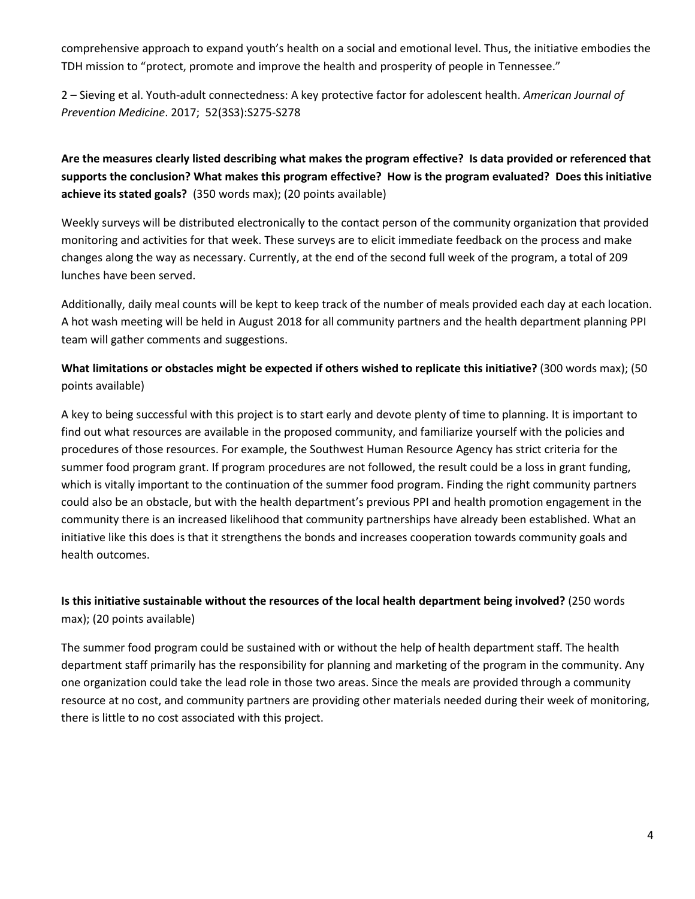comprehensive approach to expand youth's health on a social and emotional level. Thus, the initiative embodies the TDH mission to "protect, promote and improve the health and prosperity of people in Tennessee."

2 – Sieving et al. Youth-adult connectedness: A key protective factor for adolescent health. *American Journal of Prevention Medicine*. 2017; 52(3S3):S275-S278

**Are the measures clearly listed describing what makes the program effective? Is data provided or referenced that supports the conclusion? What makes this program effective? How is the program evaluated? Does this initiative achieve its stated goals?** (350 words max); (20 points available)

Weekly surveys will be distributed electronically to the contact person of the community organization that provided monitoring and activities for that week. These surveys are to elicit immediate feedback on the process and make changes along the way as necessary. Currently, at the end of the second full week of the program, a total of 209 lunches have been served.

Additionally, daily meal counts will be kept to keep track of the number of meals provided each day at each location. A hot wash meeting will be held in August 2018 for all community partners and the health department planning PPI team will gather comments and suggestions.

**What limitations or obstacles might be expected if others wished to replicate this initiative?** (300 words max); (50 points available)

A key to being successful with this project is to start early and devote plenty of time to planning. It is important to find out what resources are available in the proposed community, and familiarize yourself with the policies and procedures of those resources. For example, the Southwest Human Resource Agency has strict criteria for the summer food program grant. If program procedures are not followed, the result could be a loss in grant funding, which is vitally important to the continuation of the summer food program. Finding the right community partners could also be an obstacle, but with the health department's previous PPI and health promotion engagement in the community there is an increased likelihood that community partnerships have already been established. What an initiative like this does is that it strengthens the bonds and increases cooperation towards community goals and health outcomes.

**Is this initiative sustainable without the resources of the local health department being involved?** (250 words max); (20 points available)

The summer food program could be sustained with or without the help of health department staff. The health department staff primarily has the responsibility for planning and marketing of the program in the community. Any one organization could take the lead role in those two areas. Since the meals are provided through a community resource at no cost, and community partners are providing other materials needed during their week of monitoring, there is little to no cost associated with this project.